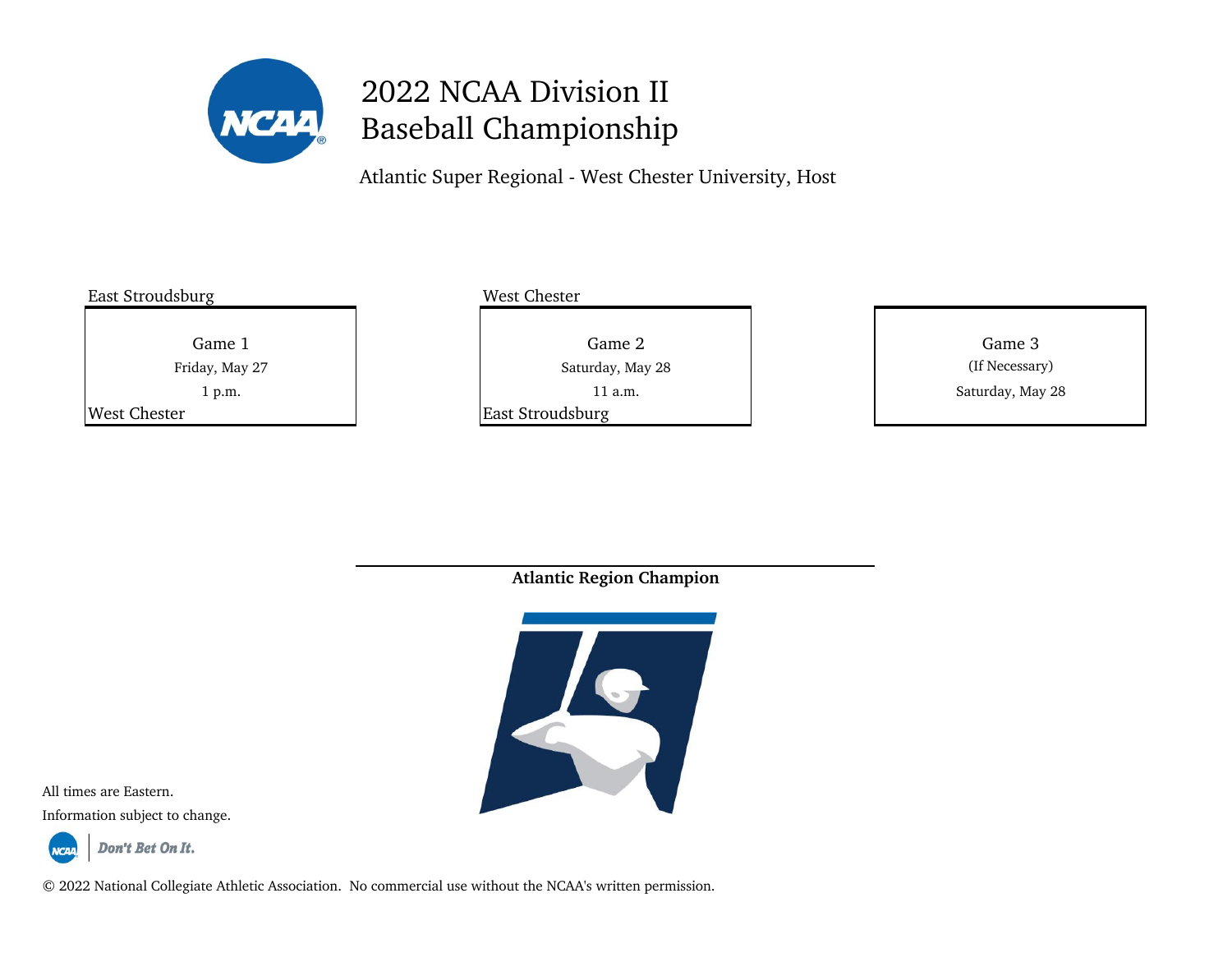# 2022 NCAA Division II Baseball Championship

Atlantic Super Regional - West Chester University, Host

East Stroudsburg

**Game 1**
Friday, May 27
1 p.m.

West Chester

West Chester

**Game 2**
Saturday, May 28
11 a.m.

East Stroudsburg

**Game 3**
(If Necessary)
Saturday, May 28

**Atlantic Region Champion**

All times are Eastern.

Information subject to change.

Don't Bet On It.

© 2022 National Collegiate Athletic Association. No commercial use without the NCAA's written permission.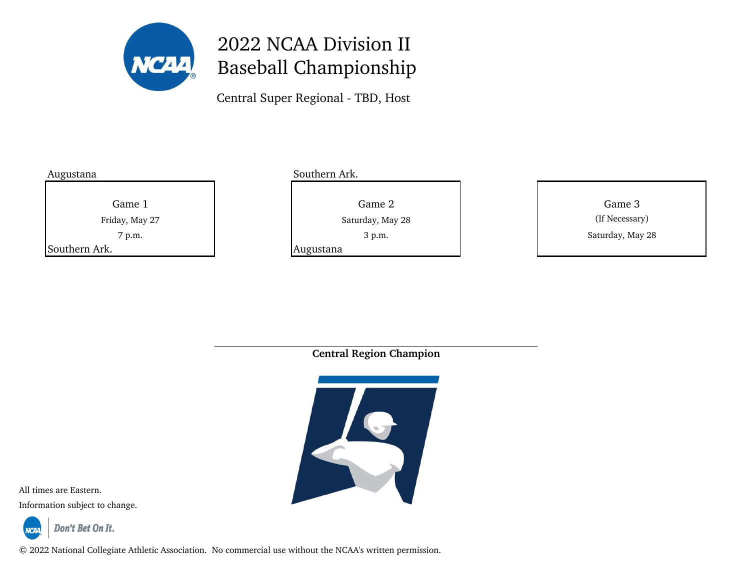# 2022 NCAA Division II Baseball Championship

Central Super Regional - TBD, Host

| Game 1 | Game 2 | Game 3 |
| --- | --- | --- |
| Augustana | Southern Ark. | |
| Friday, May 27 | Saturday, May 28 | (If Necessary) |
| 7 p.m. | 3 p.m. | Saturday, May 28 |
| Southern Ark. | Augustana | |

**Central Region Champion**

All times are Eastern.

Information subject to change.

*Don't Bet On It.*

© 2022 National Collegiate Athletic Association. No commercial use without the NCAA's written permission.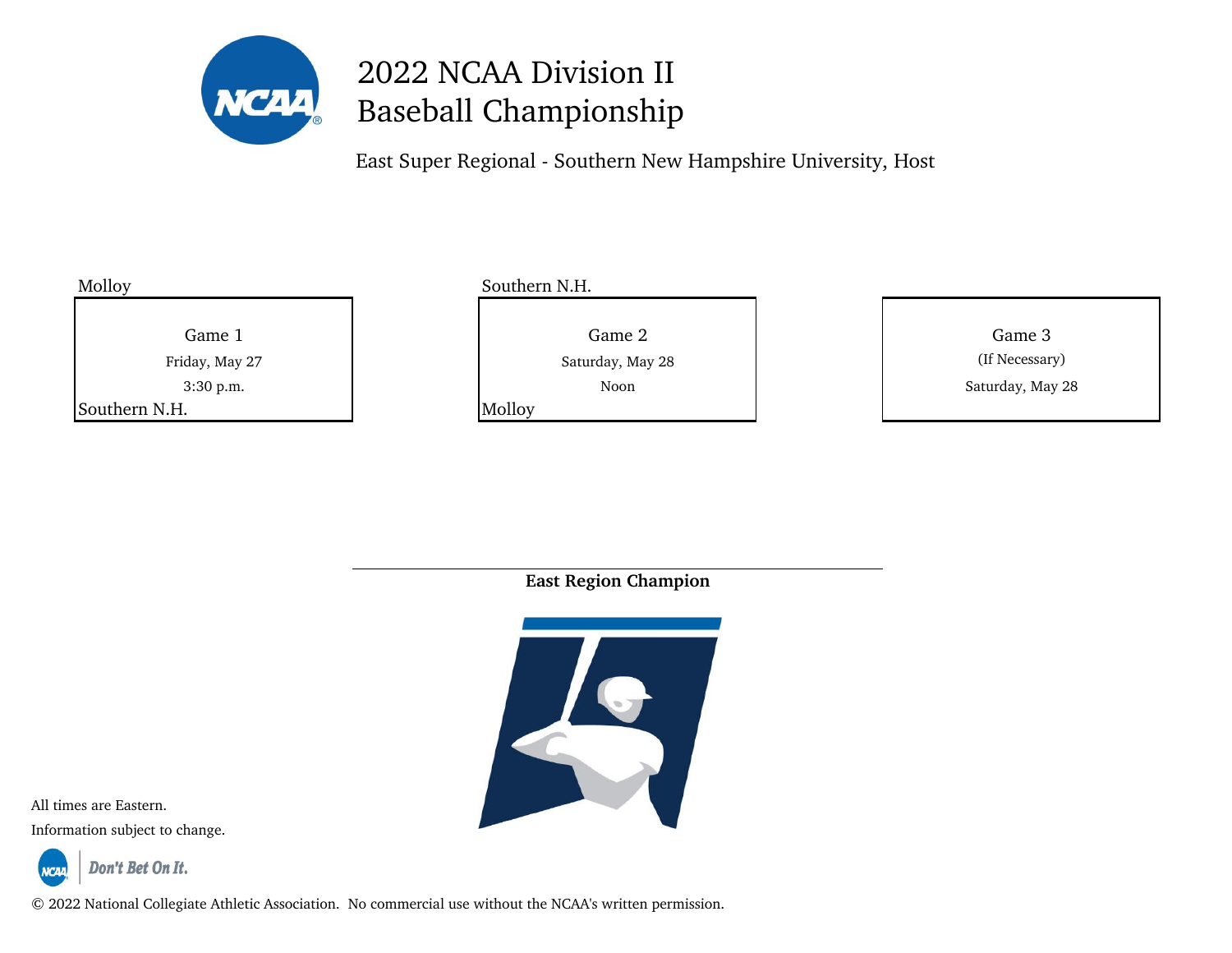# 2022 NCAA Division II Baseball Championship

East Super Regional - Southern New Hampshire University, Host

| Game | Teams | Date | Time |
| --- | --- | --- | --- |
| Game 1 | Molloy / Southern N.H. | Friday, May 27 | 3:30 p.m. |
| Game 2 | Southern N.H. / Molloy | Saturday, May 28 | Noon |
| Game 3 (If Necessary) | | Saturday, May 28 | |

**East Region Champion**

All times are Eastern.

Information subject to change.

Don't Bet On It.

© 2022 National Collegiate Athletic Association. No commercial use without the NCAA's written permission.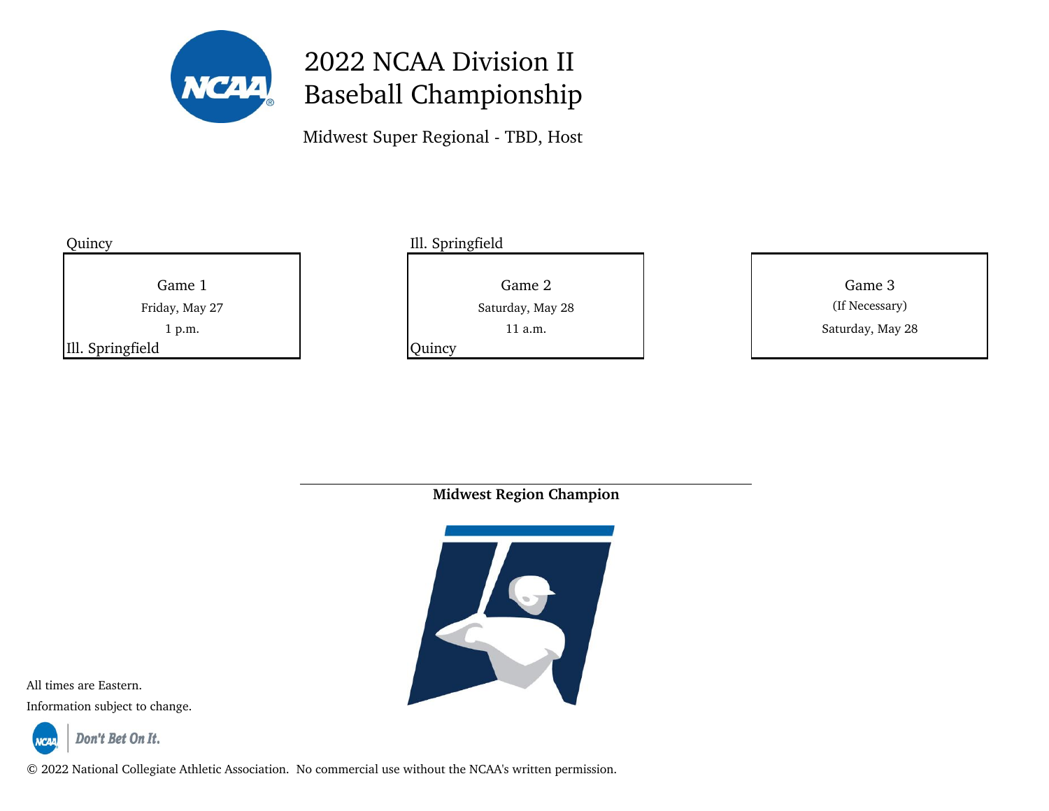# 2022 NCAA Division II Baseball Championship

Midwest Super Regional - TBD, Host

| Game 1 | Game 2 | Game 3 |
|---|---|---|
| Quincy | Ill. Springfield | (If Necessary) |
| Friday, May 27 | Saturday, May 28 | Saturday, May 28 |
| 1 p.m. | 11 a.m. | |
| Ill. Springfield | Quincy | |

**Midwest Region Champion**

All times are Eastern.

Information subject to change.

Don't Bet On It.

© 2022 National Collegiate Athletic Association. No commercial use without the NCAA's written permission.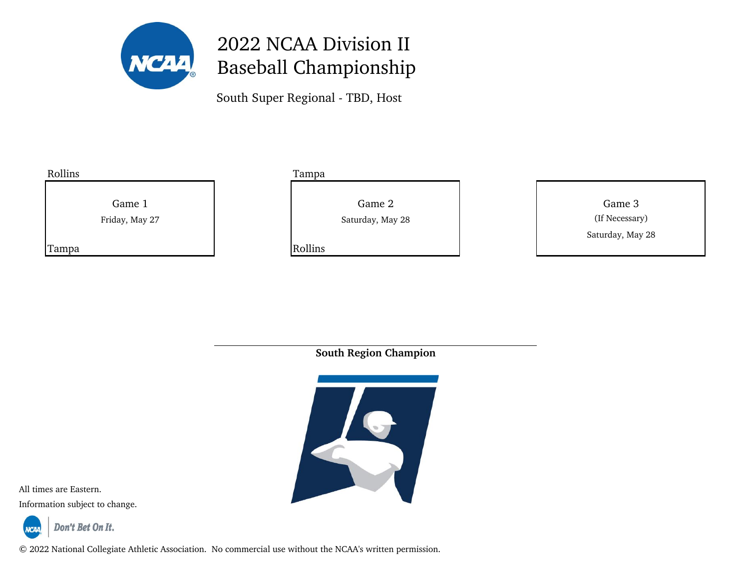# 2022 NCAA Division II Baseball Championship

South Super Regional - TBD, Host

| Game | Date | Teams |
| --- | --- | --- |
| Game 1 | Friday, May 27 | Rollins vs. Tampa |
| Game 2 | Saturday, May 28 | Tampa vs. Rollins |
| Game 3 (If Necessary) | Saturday, May 28 | |

**South Region Champion**

All times are Eastern.

Information subject to change.

Don't Bet On It.

© 2022 National Collegiate Athletic Association. No commercial use without the NCAA's written permission.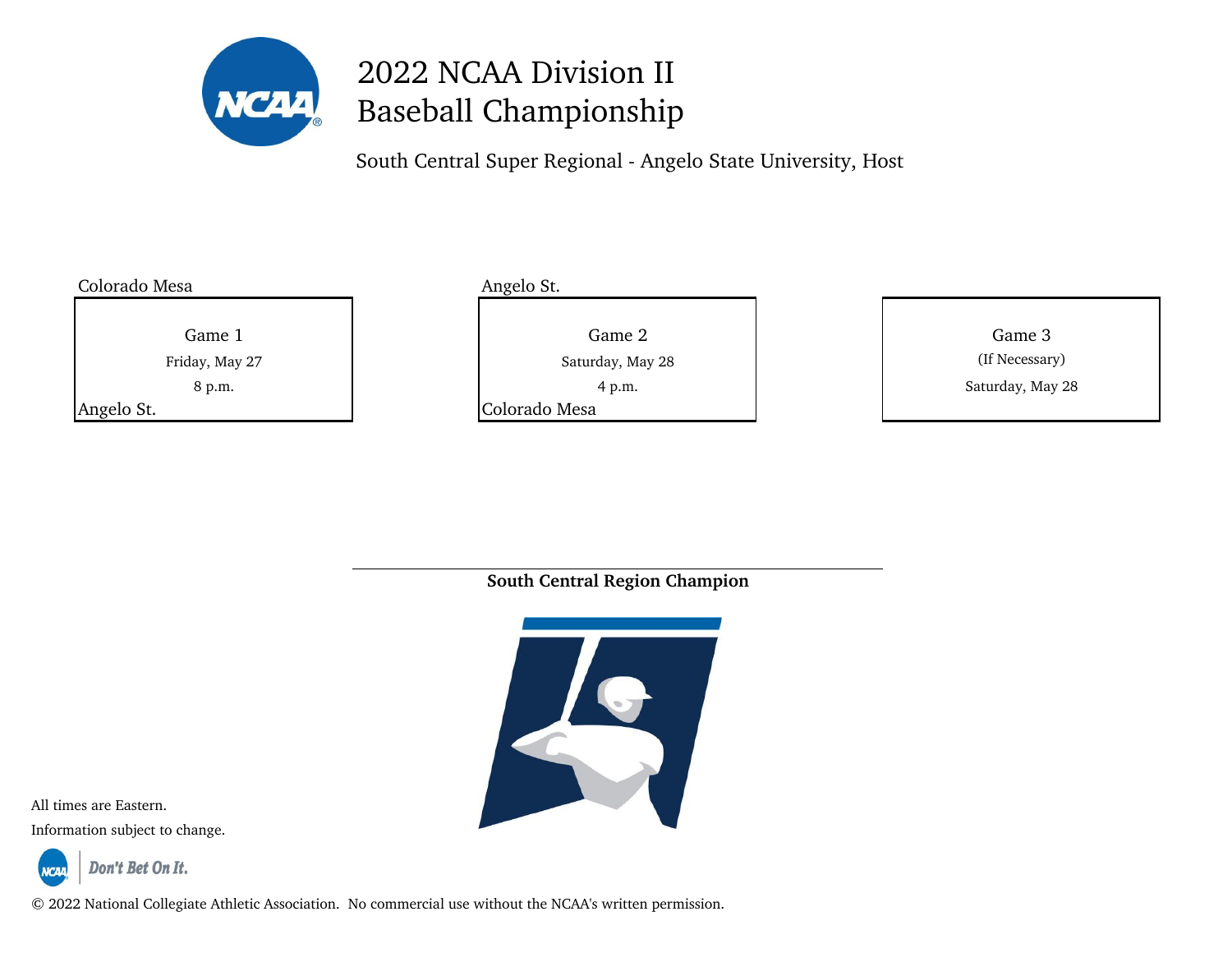# 2022 NCAA Division II Baseball Championship

South Central Super Regional - Angelo State University, Host

| Game | Teams | Date | Time |
| --- | --- | --- | --- |
| Game 1 | Colorado Mesa vs. Angelo St. | Friday, May 27 | 8 p.m. |
| Game 2 | Angelo St. vs. Colorado Mesa | Saturday, May 28 | 4 p.m. |
| Game 3 (If Necessary) | | Saturday, May 28 | |

**South Central Region Champion**

All times are Eastern.

Information subject to change.

Don't Bet On It.

© 2022 National Collegiate Athletic Association. No commercial use without the NCAA's written permission.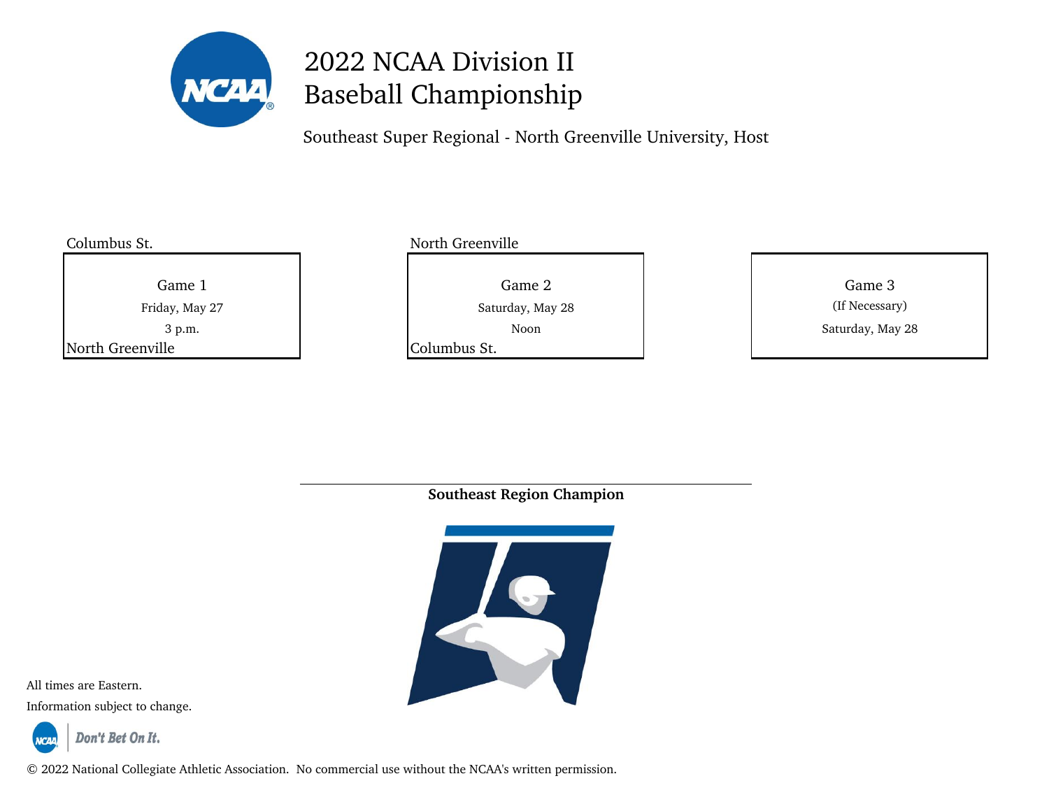# 2022 NCAA Division II Baseball Championship

Southeast Super Regional - North Greenville University, Host

Columbus St.

**Game 1**
Friday, May 27
3 p.m.

North Greenville

North Greenville

**Game 2**
Saturday, May 28
Noon

Columbus St.

**Game 3**
(If Necessary)
Saturday, May 28

**Southeast Region Champion**

All times are Eastern.

Information subject to change.

Don't Bet On It.

© 2022 National Collegiate Athletic Association. No commercial use without the NCAA's written permission.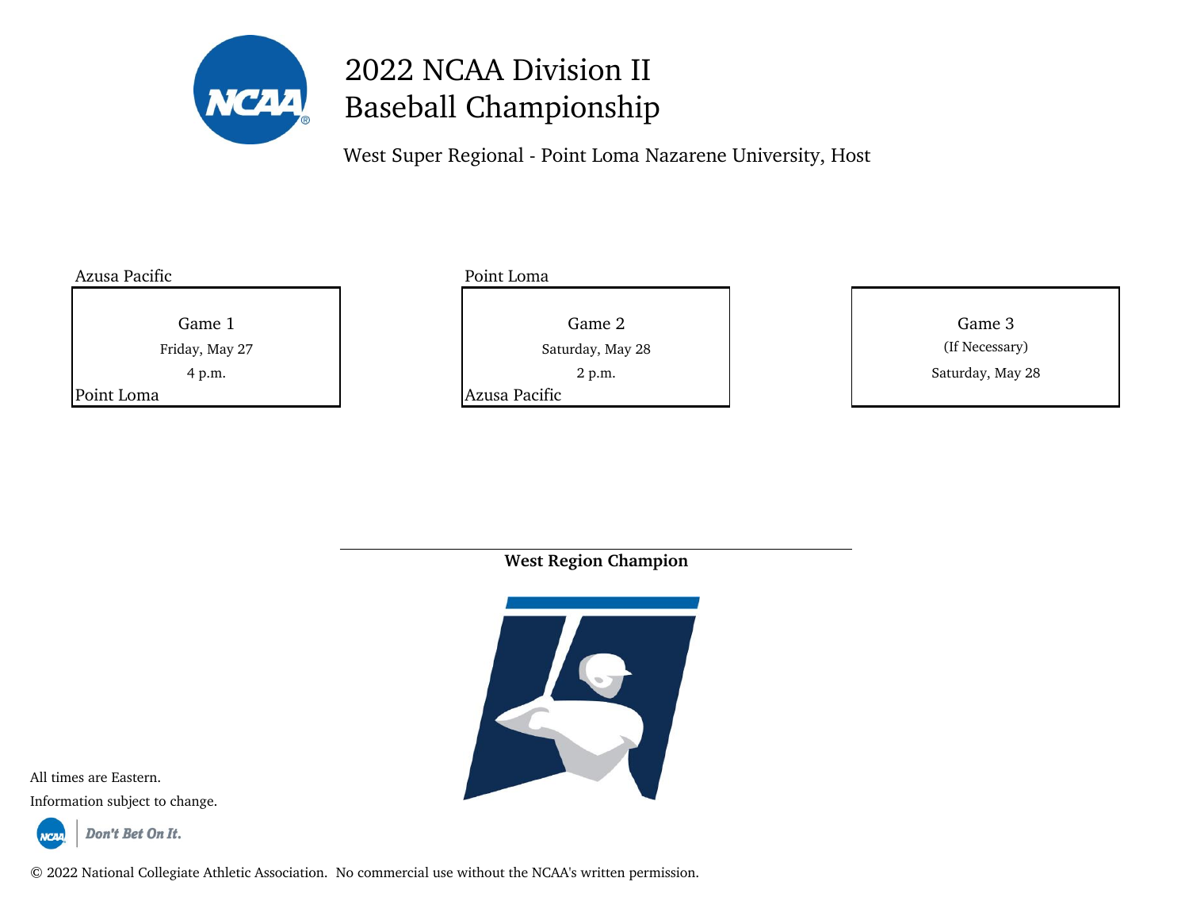# 2022 NCAA Division II Baseball Championship

West Super Regional - Point Loma Nazarene University, Host

Azusa Pacific

Game 1
Friday, May 27
4 p.m.

Point Loma

Point Loma

Game 2
Saturday, May 28
2 p.m.

Azusa Pacific

Game 3
(If Necessary)
Saturday, May 28

**West Region Champion**

All times are Eastern.

Information subject to change.

*Don't Bet On It.*

© 2022 National Collegiate Athletic Association. No commercial use without the NCAA's written permission.